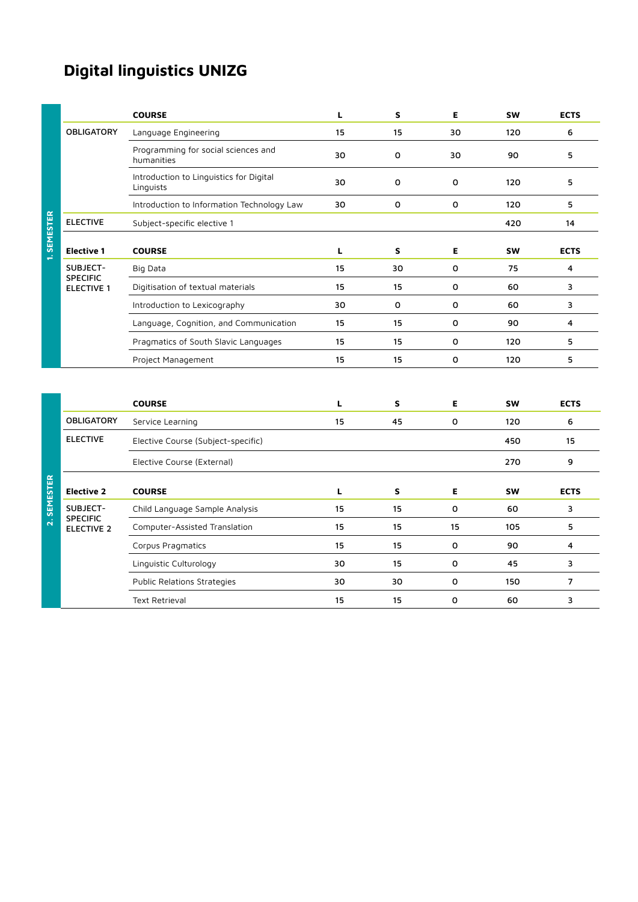# Digital linguistics UNIZG

| 1. SEMESTER | | COURSE | L | S | E | SW | ECTS |
|---|---|---|---|---|---|---|---|
| | OBLIGATORY | Language Engineering | 15 | 15 | 30 | 120 | 6 |
| | | Programming for social sciences and humanities | 30 | 0 | 30 | 90 | 5 |
| | | Introduction to Linguistics for Digital Linguists | 30 | 0 | 0 | 120 | 5 |
| | | Introduction to Information Technology Law | 30 | 0 | 0 | 120 | 5 |
| | ELECTIVE | Subject-specific elective 1 | | | | 420 | 14 |
| | **Elective 1** | **COURSE** | **L** | **S** | **E** | **SW** | **ECTS** |
| | SUBJECT-SPECIFIC ELECTIVE 1 | Big Data | 15 | 30 | 0 | 75 | 4 |
| | | Digitisation of textual materials | 15 | 15 | 0 | 60 | 3 |
| | | Introduction to Lexicography | 30 | 0 | 0 | 60 | 3 |
| | | Language, Cognition, and Communication | 15 | 15 | 0 | 90 | 4 |
| | | Pragmatics of South Slavic Languages | 15 | 15 | 0 | 120 | 5 |
| | | Project Management | 15 | 15 | 0 | 120 | 5 |

| 2. SEMESTER | | COURSE | L | S | E | SW | ECTS |
|---|---|---|---|---|---|---|---|
| | OBLIGATORY | Service Learning | 15 | 45 | 0 | 120 | 6 |
| | ELECTIVE | Elective Course (Subject-specific) | | | | 450 | 15 |
| | | Elective Course (External) | | | | 270 | 9 |
| | **Elective 2** | **COURSE** | **L** | **S** | **E** | **SW** | **ECTS** |
| | SUBJECT-SPECIFIC ELECTIVE 2 | Child Language Sample Analysis | 15 | 15 | 0 | 60 | 3 |
| | | Computer-Assisted Translation | 15 | 15 | 15 | 105 | 5 |
| | | Corpus Pragmatics | 15 | 15 | 0 | 90 | 4 |
| | | Linguistic Culturology | 30 | 15 | 0 | 45 | 3 |
| | | Public Relations Strategies | 30 | 30 | 0 | 150 | 7 |
| | | Text Retrieval | 15 | 15 | 0 | 60 | 3 |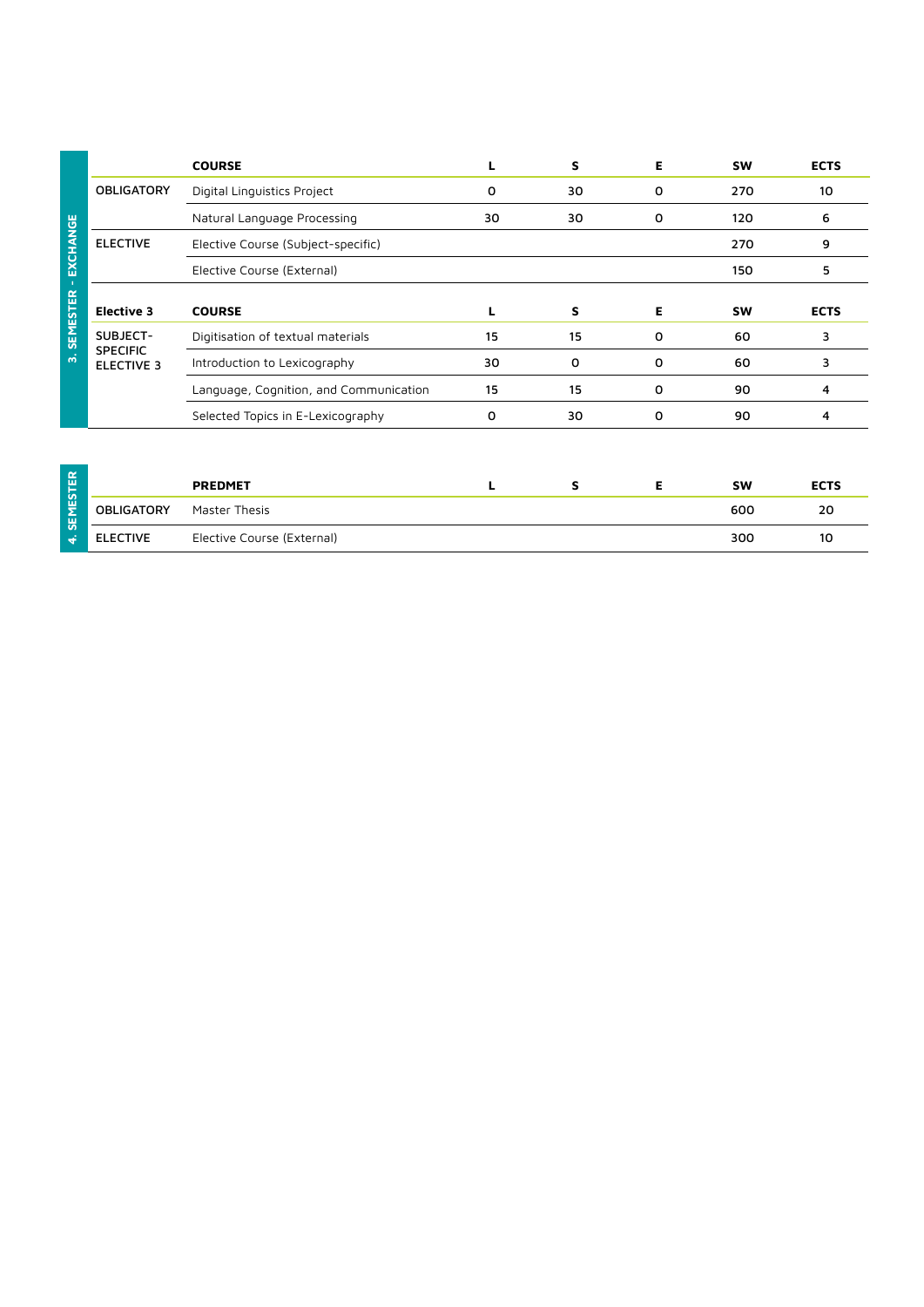## 3. SEMESTER - EXCHANGE

| | COURSE | L | S | E | SW | ECTS |
|---|---|---|---|---|---|---|
| OBLIGATORY | Digital Linguistics Project | 0 | 30 | 0 | 270 | 10 |
| | Natural Language Processing | 30 | 30 | 0 | 120 | 6 |
| ELECTIVE | Elective Course (Subject-specific) | | | | 270 | 9 |
| | Elective Course (External) | | | | 150 | 5 |

| Elective 3 | COURSE | L | S | E | SW | ECTS |
|---|---|---|---|---|---|---|
| SUBJECT-SPECIFIC ELECTIVE 3 | Digitisation of textual materials | 15 | 15 | 0 | 60 | 3 |
| | Introduction to Lexicography | 30 | 0 | 0 | 60 | 3 |
| | Language, Cognition, and Communication | 15 | 15 | 0 | 90 | 4 |
| | Selected Topics in E-Lexicography | 0 | 30 | 0 | 90 | 4 |

## 4. SEMESTER

| | PREDMET | L | S | E | SW | ECTS |
|---|---|---|---|---|---|---|
| OBLIGATORY | Master Thesis | | | | 600 | 20 |
| ELECTIVE | Elective Course (External) | | | | 300 | 10 |